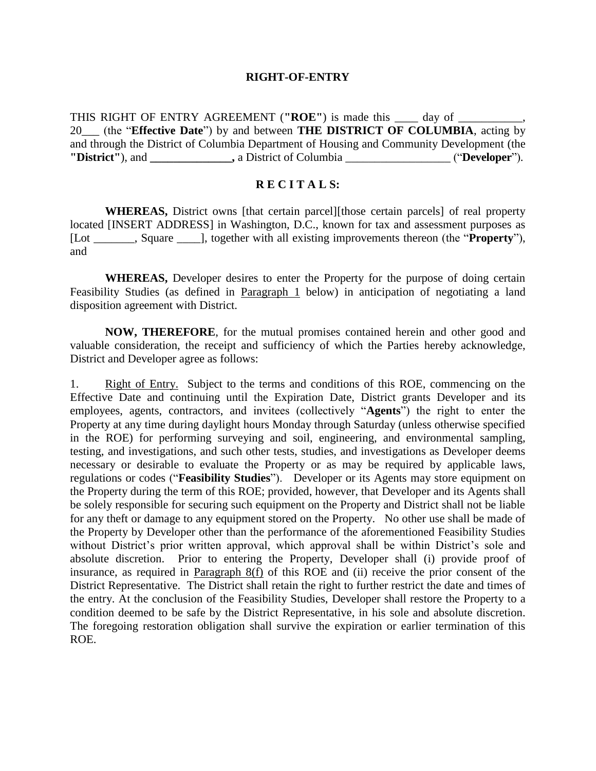# RIGHT-OF-ENTRY

THIS RIGHT OF ENTRY AGREEMENT (**"ROE"**) is made this ____ day of ___________, 20___ (the "**Effective Date**") by and between **THE DISTRICT OF COLUMBIA**, acting by and through the District of Columbia Department of Housing and Community Development (the **"District"**), and **______________,** a District of Columbia __________________ ("**Developer**").

## R E C I T A L S:

**WHEREAS,** District owns [that certain parcel][those certain parcels] of real property located [INSERT ADDRESS] in Washington, D.C., known for tax and assessment purposes as [Lot _______, Square ____], together with all existing improvements thereon (the "**Property**"), and

**WHEREAS,** Developer desires to enter the Property for the purpose of doing certain Feasibility Studies (as defined in Paragraph 1 below) in anticipation of negotiating a land disposition agreement with District.

**NOW, THEREFORE**, for the mutual promises contained herein and other good and valuable consideration, the receipt and sufficiency of which the Parties hereby acknowledge, District and Developer agree as follows:

1. Right of Entry. Subject to the terms and conditions of this ROE, commencing on the Effective Date and continuing until the Expiration Date, District grants Developer and its employees, agents, contractors, and invitees (collectively "**Agents**") the right to enter the Property at any time during daylight hours Monday through Saturday (unless otherwise specified in the ROE) for performing surveying and soil, engineering, and environmental sampling, testing, and investigations, and such other tests, studies, and investigations as Developer deems necessary or desirable to evaluate the Property or as may be required by applicable laws, regulations or codes ("**Feasibility Studies**"). Developer or its Agents may store equipment on the Property during the term of this ROE; provided, however, that Developer and its Agents shall be solely responsible for securing such equipment on the Property and District shall not be liable for any theft or damage to any equipment stored on the Property. No other use shall be made of the Property by Developer other than the performance of the aforementioned Feasibility Studies without District's prior written approval, which approval shall be within District's sole and absolute discretion. Prior to entering the Property, Developer shall (i) provide proof of insurance, as required in Paragraph 8(f) of this ROE and (ii) receive the prior consent of the District Representative. The District shall retain the right to further restrict the date and times of the entry. At the conclusion of the Feasibility Studies, Developer shall restore the Property to a condition deemed to be safe by the District Representative, in his sole and absolute discretion. The foregoing restoration obligation shall survive the expiration or earlier termination of this ROE.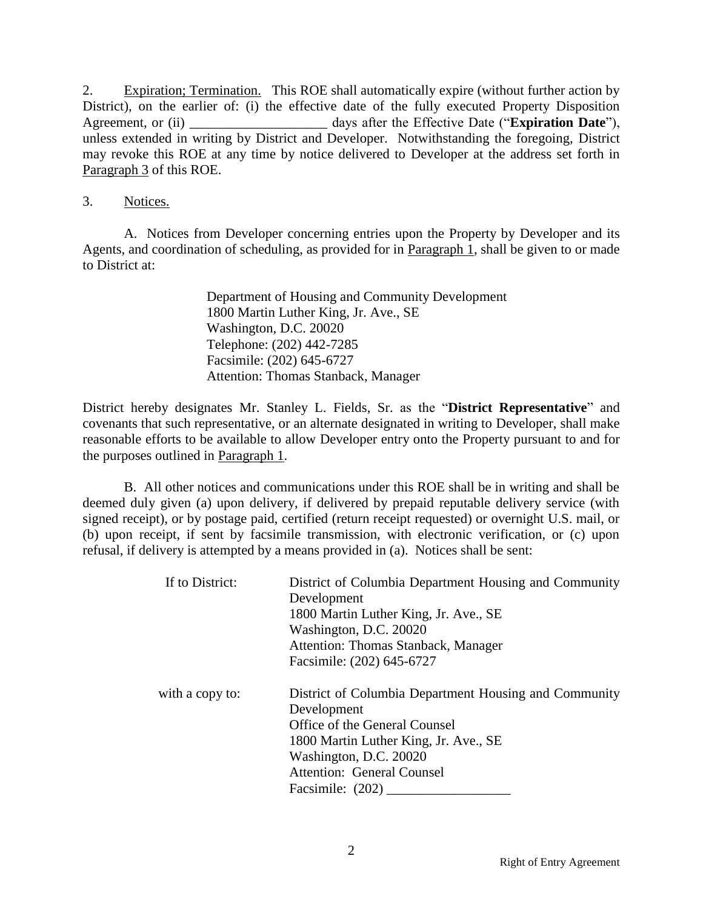2. Expiration; Termination. This ROE shall automatically expire (without further action by District), on the earlier of: (i) the effective date of the fully executed Property Disposition Agreement, or (ii) ____________________ days after the Effective Date ("**Expiration Date**"), unless extended in writing by District and Developer. Notwithstanding the foregoing, District may revoke this ROE at any time by notice delivered to Developer at the address set forth in Paragraph 3 of this ROE.

3. Notices.

A. Notices from Developer concerning entries upon the Property by Developer and its Agents, and coordination of scheduling, as provided for in Paragraph 1, shall be given to or made to District at:

> Department of Housing and Community Development
> 1800 Martin Luther King, Jr. Ave., SE
> Washington, D.C. 20020
> Telephone: (202) 442-7285
> Facsimile: (202) 645-6727
> Attention: Thomas Stanback, Manager

District hereby designates Mr. Stanley L. Fields, Sr. as the "**District Representative**" and covenants that such representative, or an alternate designated in writing to Developer, shall make reasonable efforts to be available to allow Developer entry onto the Property pursuant to and for the purposes outlined in Paragraph 1.

B. All other notices and communications under this ROE shall be in writing and shall be deemed duly given (a) upon delivery, if delivered by prepaid reputable delivery service (with signed receipt), or by postage paid, certified (return receipt requested) or overnight U.S. mail, or (b) upon receipt, if sent by facsimile transmission, with electronic verification, or (c) upon refusal, if delivery is attempted by a means provided in (a). Notices shall be sent:

If to District:

> District of Columbia Department Housing and Community Development
> 1800 Martin Luther King, Jr. Ave., SE
> Washington, D.C. 20020
> Attention: Thomas Stanback, Manager
> Facsimile: (202) 645-6727

with a copy to:

> District of Columbia Department Housing and Community Development
> Office of the General Counsel
> 1800 Martin Luther King, Jr. Ave., SE
> Washington, D.C. 20020
> Attention: General Counsel
> Facsimile: (202) __________________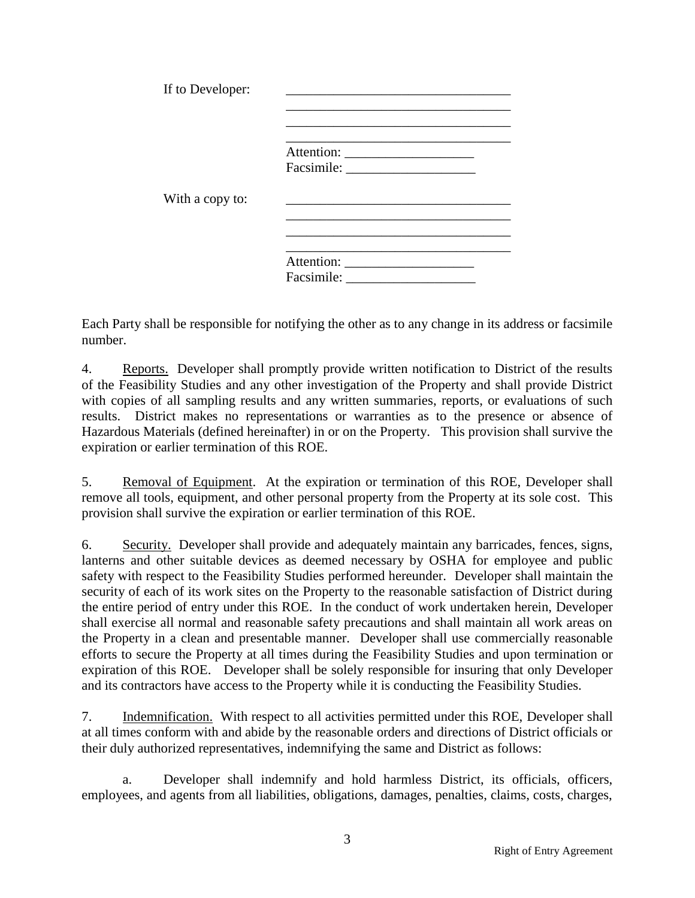If to Developer: \_\_\_\_\_\_\_\_\_\_\_\_\_\_\_\_\_\_\_\_\_\_\_\_\_\_\_\_\_\_\_\_\_\_
\_\_\_\_\_\_\_\_\_\_\_\_\_\_\_\_\_\_\_\_\_\_\_\_\_\_\_\_\_\_\_\_\_\_
\_\_\_\_\_\_\_\_\_\_\_\_\_\_\_\_\_\_\_\_\_\_\_\_\_\_\_\_\_\_\_\_\_\_
\_\_\_\_\_\_\_\_\_\_\_\_\_\_\_\_\_\_\_\_\_\_\_\_\_\_\_\_\_\_\_\_\_\_
Attention: \_\_\_\_\_\_\_\_\_\_\_\_\_\_\_\_\_\_\_
Facsimile: \_\_\_\_\_\_\_\_\_\_\_\_\_\_\_\_\_\_\_

With a copy to: \_\_\_\_\_\_\_\_\_\_\_\_\_\_\_\_\_\_\_\_\_\_\_\_\_\_\_\_\_\_\_\_\_\_
\_\_\_\_\_\_\_\_\_\_\_\_\_\_\_\_\_\_\_\_\_\_\_\_\_\_\_\_\_\_\_\_\_\_
\_\_\_\_\_\_\_\_\_\_\_\_\_\_\_\_\_\_\_\_\_\_\_\_\_\_\_\_\_\_\_\_\_\_
\_\_\_\_\_\_\_\_\_\_\_\_\_\_\_\_\_\_\_\_\_\_\_\_\_\_\_\_\_\_\_\_\_\_
Attention: \_\_\_\_\_\_\_\_\_\_\_\_\_\_\_\_\_\_\_
Facsimile: \_\_\_\_\_\_\_\_\_\_\_\_\_\_\_\_\_\_\_

Each Party shall be responsible for notifying the other as to any change in its address or facsimile number.

4. Reports. Developer shall promptly provide written notification to District of the results of the Feasibility Studies and any other investigation of the Property and shall provide District with copies of all sampling results and any written summaries, reports, or evaluations of such results. District makes no representations or warranties as to the presence or absence of Hazardous Materials (defined hereinafter) in or on the Property. This provision shall survive the expiration or earlier termination of this ROE.

5. Removal of Equipment. At the expiration or termination of this ROE, Developer shall remove all tools, equipment, and other personal property from the Property at its sole cost. This provision shall survive the expiration or earlier termination of this ROE.

6. Security. Developer shall provide and adequately maintain any barricades, fences, signs, lanterns and other suitable devices as deemed necessary by OSHA for employee and public safety with respect to the Feasibility Studies performed hereunder. Developer shall maintain the security of each of its work sites on the Property to the reasonable satisfaction of District during the entire period of entry under this ROE. In the conduct of work undertaken herein, Developer shall exercise all normal and reasonable safety precautions and shall maintain all work areas on the Property in a clean and presentable manner. Developer shall use commercially reasonable efforts to secure the Property at all times during the Feasibility Studies and upon termination or expiration of this ROE. Developer shall be solely responsible for insuring that only Developer and its contractors have access to the Property while it is conducting the Feasibility Studies.

7. Indemnification. With respect to all activities permitted under this ROE, Developer shall at all times conform with and abide by the reasonable orders and directions of District officials or their duly authorized representatives, indemnifying the same and District as follows:

a. Developer shall indemnify and hold harmless District, its officials, officers, employees, and agents from all liabilities, obligations, damages, penalties, claims, costs, charges,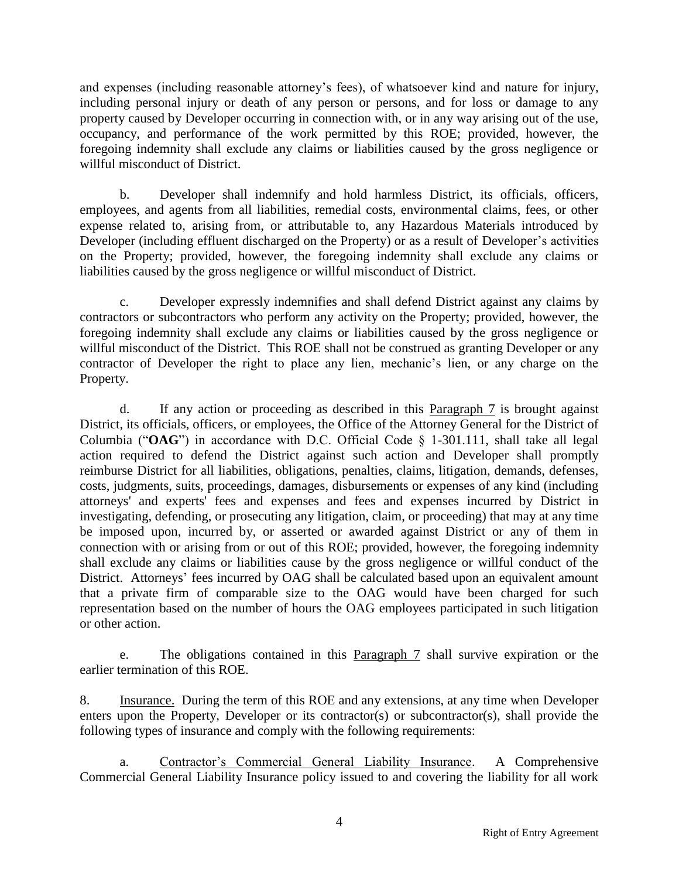and expenses (including reasonable attorney's fees), of whatsoever kind and nature for injury, including personal injury or death of any person or persons, and for loss or damage to any property caused by Developer occurring in connection with, or in any way arising out of the use, occupancy, and performance of the work permitted by this ROE; provided, however, the foregoing indemnity shall exclude any claims or liabilities caused by the gross negligence or willful misconduct of District.

b. Developer shall indemnify and hold harmless District, its officials, officers, employees, and agents from all liabilities, remedial costs, environmental claims, fees, or other expense related to, arising from, or attributable to, any Hazardous Materials introduced by Developer (including effluent discharged on the Property) or as a result of Developer's activities on the Property; provided, however, the foregoing indemnity shall exclude any claims or liabilities caused by the gross negligence or willful misconduct of District.

c. Developer expressly indemnifies and shall defend District against any claims by contractors or subcontractors who perform any activity on the Property; provided, however, the foregoing indemnity shall exclude any claims or liabilities caused by the gross negligence or willful misconduct of the District. This ROE shall not be construed as granting Developer or any contractor of Developer the right to place any lien, mechanic's lien, or any charge on the Property.

d. If any action or proceeding as described in this Paragraph 7 is brought against District, its officials, officers, or employees, the Office of the Attorney General for the District of Columbia ("**OAG**") in accordance with D.C. Official Code § 1-301.111, shall take all legal action required to defend the District against such action and Developer shall promptly reimburse District for all liabilities, obligations, penalties, claims, litigation, demands, defenses, costs, judgments, suits, proceedings, damages, disbursements or expenses of any kind (including attorneys' and experts' fees and expenses and fees and expenses incurred by District in investigating, defending, or prosecuting any litigation, claim, or proceeding) that may at any time be imposed upon, incurred by, or asserted or awarded against District or any of them in connection with or arising from or out of this ROE; provided, however, the foregoing indemnity shall exclude any claims or liabilities cause by the gross negligence or willful conduct of the District. Attorneys' fees incurred by OAG shall be calculated based upon an equivalent amount that a private firm of comparable size to the OAG would have been charged for such representation based on the number of hours the OAG employees participated in such litigation or other action.

e. The obligations contained in this Paragraph 7 shall survive expiration or the earlier termination of this ROE.

8. Insurance. During the term of this ROE and any extensions, at any time when Developer enters upon the Property, Developer or its contractor(s) or subcontractor(s), shall provide the following types of insurance and comply with the following requirements:

a. Contractor's Commercial General Liability Insurance. A Comprehensive Commercial General Liability Insurance policy issued to and covering the liability for all work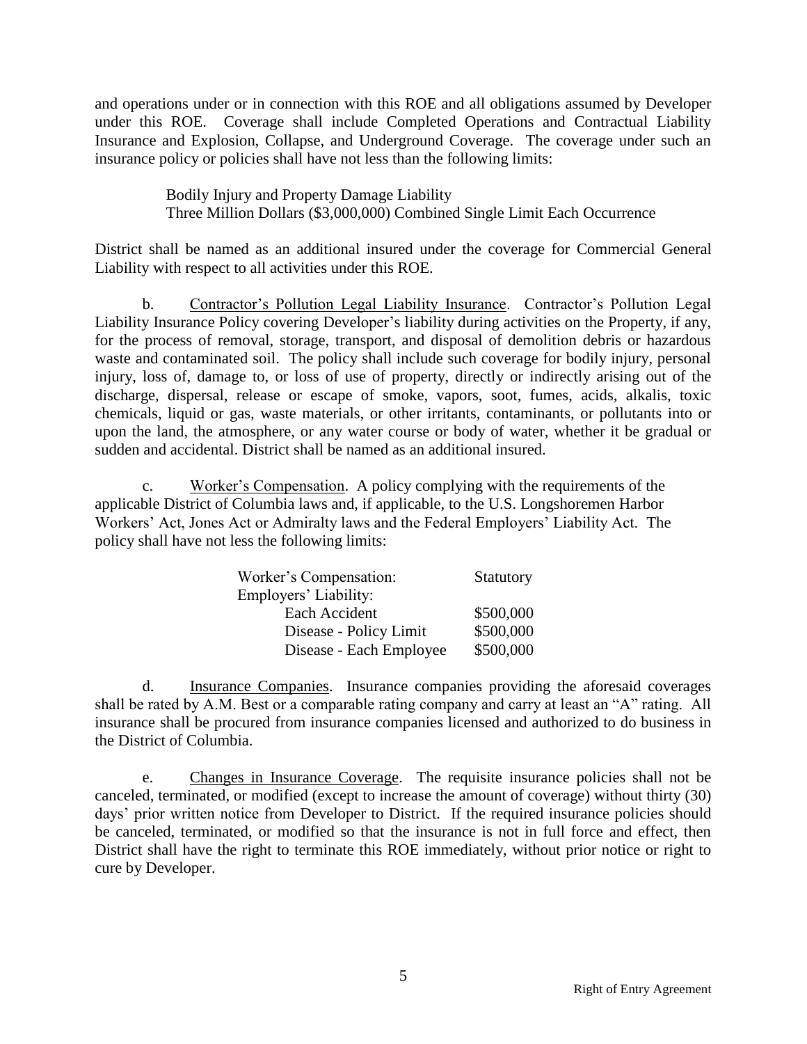and operations under or in connection with this ROE and all obligations assumed by Developer under this ROE. Coverage shall include Completed Operations and Contractual Liability Insurance and Explosion, Collapse, and Underground Coverage. The coverage under such an insurance policy or policies shall have not less than the following limits:

> Bodily Injury and Property Damage Liability
> Three Million Dollars ($3,000,000) Combined Single Limit Each Occurrence

District shall be named as an additional insured under the coverage for Commercial General Liability with respect to all activities under this ROE.

b. Contractor's Pollution Legal Liability Insurance. Contractor's Pollution Legal Liability Insurance Policy covering Developer's liability during activities on the Property, if any, for the process of removal, storage, transport, and disposal of demolition debris or hazardous waste and contaminated soil. The policy shall include such coverage for bodily injury, personal injury, loss of, damage to, or loss of use of property, directly or indirectly arising out of the discharge, dispersal, release or escape of smoke, vapors, soot, fumes, acids, alkalis, toxic chemicals, liquid or gas, waste materials, or other irritants, contaminants, or pollutants into or upon the land, the atmosphere, or any water course or body of water, whether it be gradual or sudden and accidental. District shall be named as an additional insured.

c. Worker's Compensation. A policy complying with the requirements of the applicable District of Columbia laws and, if applicable, to the U.S. Longshoremen Harbor Workers' Act, Jones Act or Admiralty laws and the Federal Employers' Liability Act. The policy shall have not less the following limits:

| | |
|---|---|
| Worker's Compensation: | Statutory |
| Employers' Liability: | |
| Each Accident | $500,000 |
| Disease - Policy Limit | $500,000 |
| Disease - Each Employee | $500,000 |

d. Insurance Companies. Insurance companies providing the aforesaid coverages shall be rated by A.M. Best or a comparable rating company and carry at least an "A" rating. All insurance shall be procured from insurance companies licensed and authorized to do business in the District of Columbia.

e. Changes in Insurance Coverage. The requisite insurance policies shall not be canceled, terminated, or modified (except to increase the amount of coverage) without thirty (30) days' prior written notice from Developer to District. If the required insurance policies should be canceled, terminated, or modified so that the insurance is not in full force and effect, then District shall have the right to terminate this ROE immediately, without prior notice or right to cure by Developer.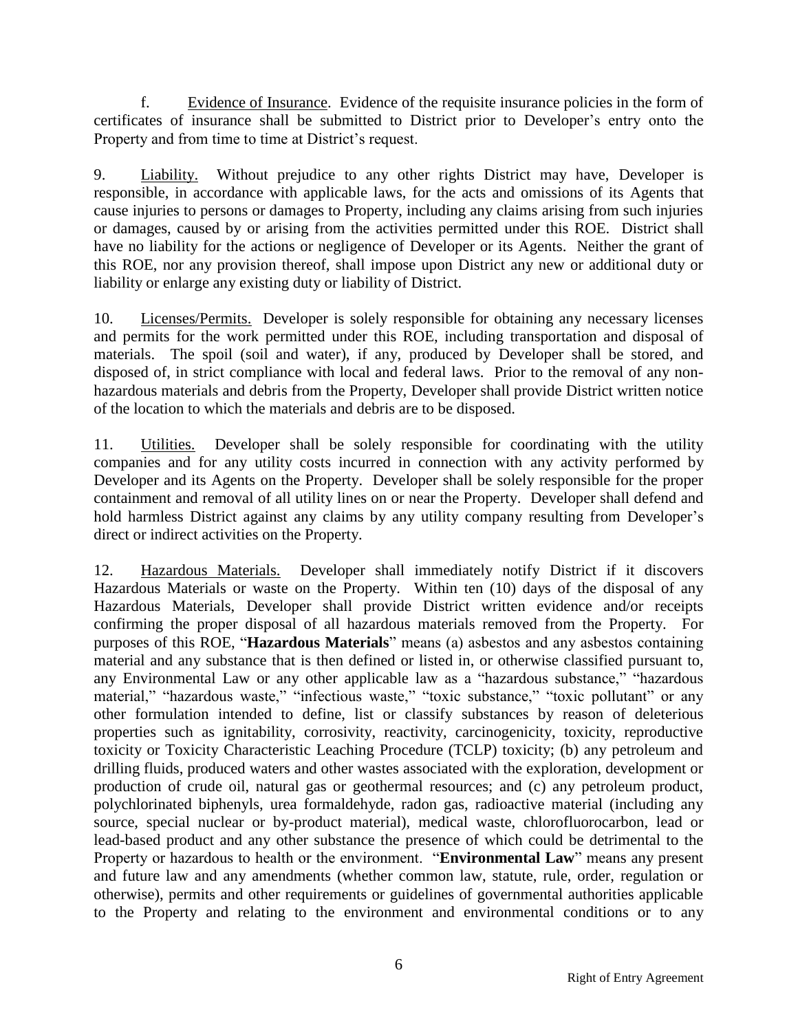f. Evidence of Insurance. Evidence of the requisite insurance policies in the form of certificates of insurance shall be submitted to District prior to Developer's entry onto the Property and from time to time at District's request.

9. Liability. Without prejudice to any other rights District may have, Developer is responsible, in accordance with applicable laws, for the acts and omissions of its Agents that cause injuries to persons or damages to Property, including any claims arising from such injuries or damages, caused by or arising from the activities permitted under this ROE. District shall have no liability for the actions or negligence of Developer or its Agents. Neither the grant of this ROE, nor any provision thereof, shall impose upon District any new or additional duty or liability or enlarge any existing duty or liability of District.

10. Licenses/Permits. Developer is solely responsible for obtaining any necessary licenses and permits for the work permitted under this ROE, including transportation and disposal of materials. The spoil (soil and water), if any, produced by Developer shall be stored, and disposed of, in strict compliance with local and federal laws. Prior to the removal of any non-hazardous materials and debris from the Property, Developer shall provide District written notice of the location to which the materials and debris are to be disposed.

11. Utilities. Developer shall be solely responsible for coordinating with the utility companies and for any utility costs incurred in connection with any activity performed by Developer and its Agents on the Property. Developer shall be solely responsible for the proper containment and removal of all utility lines on or near the Property. Developer shall defend and hold harmless District against any claims by any utility company resulting from Developer's direct or indirect activities on the Property.

12. Hazardous Materials. Developer shall immediately notify District if it discovers Hazardous Materials or waste on the Property. Within ten (10) days of the disposal of any Hazardous Materials, Developer shall provide District written evidence and/or receipts confirming the proper disposal of all hazardous materials removed from the Property. For purposes of this ROE, "**Hazardous Materials**" means (a) asbestos and any asbestos containing material and any substance that is then defined or listed in, or otherwise classified pursuant to, any Environmental Law or any other applicable law as a "hazardous substance," "hazardous material," "hazardous waste," "infectious waste," "toxic substance," "toxic pollutant" or any other formulation intended to define, list or classify substances by reason of deleterious properties such as ignitability, corrosivity, reactivity, carcinogenicity, toxicity, reproductive toxicity or Toxicity Characteristic Leaching Procedure (TCLP) toxicity; (b) any petroleum and drilling fluids, produced waters and other wastes associated with the exploration, development or production of crude oil, natural gas or geothermal resources; and (c) any petroleum product, polychlorinated biphenyls, urea formaldehyde, radon gas, radioactive material (including any source, special nuclear or by-product material), medical waste, chlorofluorocarbon, lead or lead-based product and any other substance the presence of which could be detrimental to the Property or hazardous to health or the environment. "**Environmental Law**" means any present and future law and any amendments (whether common law, statute, rule, order, regulation or otherwise), permits and other requirements or guidelines of governmental authorities applicable to the Property and relating to the environment and environmental conditions or to any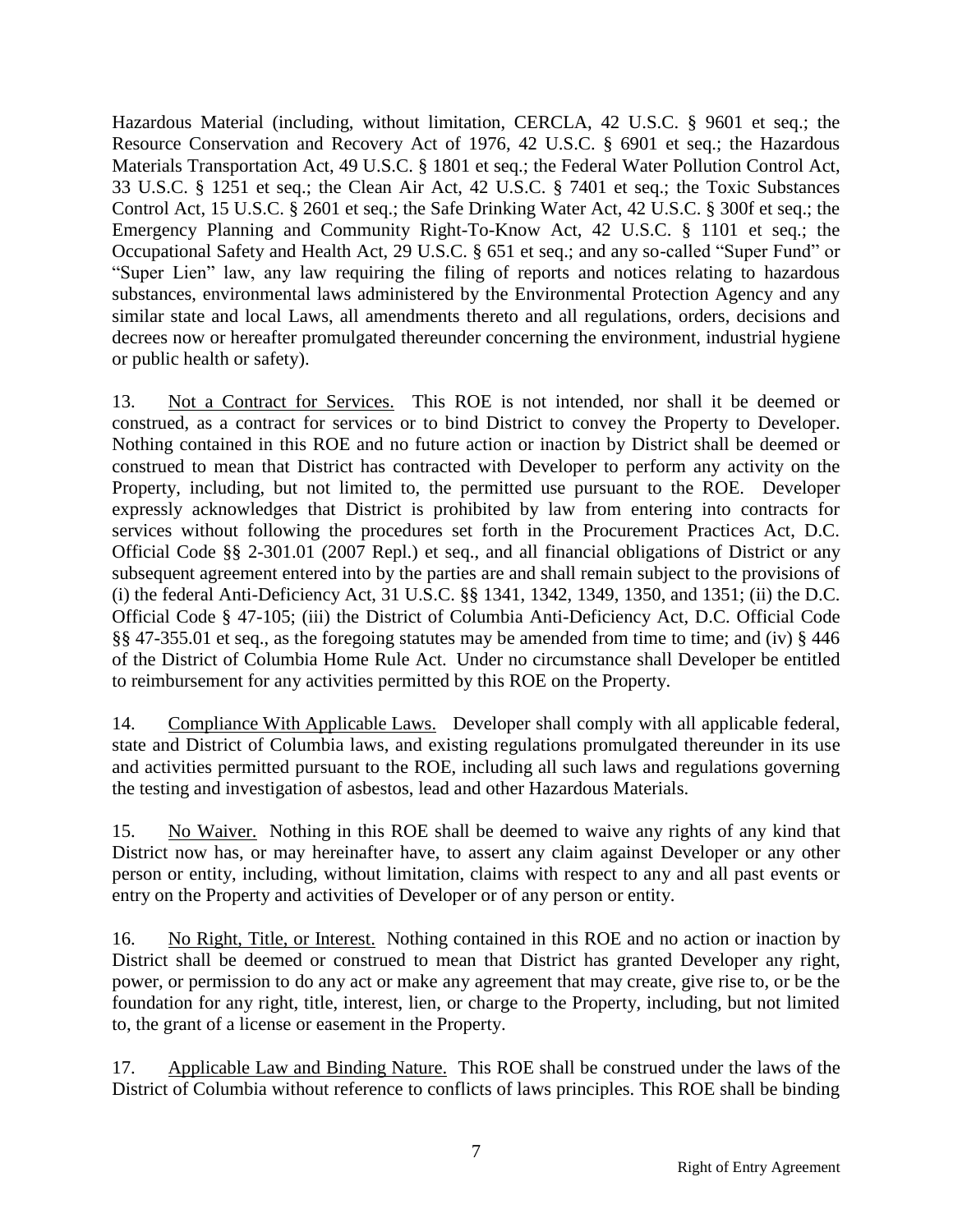Hazardous Material (including, without limitation, CERCLA, 42 U.S.C. § 9601 et seq.; the Resource Conservation and Recovery Act of 1976, 42 U.S.C. § 6901 et seq.; the Hazardous Materials Transportation Act, 49 U.S.C. § 1801 et seq.; the Federal Water Pollution Control Act, 33 U.S.C. § 1251 et seq.; the Clean Air Act, 42 U.S.C. § 7401 et seq.; the Toxic Substances Control Act, 15 U.S.C. § 2601 et seq.; the Safe Drinking Water Act, 42 U.S.C. § 300f et seq.; the Emergency Planning and Community Right-To-Know Act, 42 U.S.C. § 1101 et seq.; the Occupational Safety and Health Act, 29 U.S.C. § 651 et seq.; and any so-called "Super Fund" or "Super Lien" law, any law requiring the filing of reports and notices relating to hazardous substances, environmental laws administered by the Environmental Protection Agency and any similar state and local Laws, all amendments thereto and all regulations, orders, decisions and decrees now or hereafter promulgated thereunder concerning the environment, industrial hygiene or public health or safety).

13. Not a Contract for Services. This ROE is not intended, nor shall it be deemed or construed, as a contract for services or to bind District to convey the Property to Developer. Nothing contained in this ROE and no future action or inaction by District shall be deemed or construed to mean that District has contracted with Developer to perform any activity on the Property, including, but not limited to, the permitted use pursuant to the ROE. Developer expressly acknowledges that District is prohibited by law from entering into contracts for services without following the procedures set forth in the Procurement Practices Act, D.C. Official Code §§ 2-301.01 (2007 Repl.) et seq., and all financial obligations of District or any subsequent agreement entered into by the parties are and shall remain subject to the provisions of (i) the federal Anti-Deficiency Act, 31 U.S.C. §§ 1341, 1342, 1349, 1350, and 1351; (ii) the D.C. Official Code § 47-105; (iii) the District of Columbia Anti-Deficiency Act, D.C. Official Code §§ 47-355.01 et seq., as the foregoing statutes may be amended from time to time; and (iv) § 446 of the District of Columbia Home Rule Act. Under no circumstance shall Developer be entitled to reimbursement for any activities permitted by this ROE on the Property.

14. Compliance With Applicable Laws. Developer shall comply with all applicable federal, state and District of Columbia laws, and existing regulations promulgated thereunder in its use and activities permitted pursuant to the ROE, including all such laws and regulations governing the testing and investigation of asbestos, lead and other Hazardous Materials.

15. No Waiver. Nothing in this ROE shall be deemed to waive any rights of any kind that District now has, or may hereinafter have, to assert any claim against Developer or any other person or entity, including, without limitation, claims with respect to any and all past events or entry on the Property and activities of Developer or of any person or entity.

16. No Right, Title, or Interest. Nothing contained in this ROE and no action or inaction by District shall be deemed or construed to mean that District has granted Developer any right, power, or permission to do any act or make any agreement that may create, give rise to, or be the foundation for any right, title, interest, lien, or charge to the Property, including, but not limited to, the grant of a license or easement in the Property.

17. Applicable Law and Binding Nature. This ROE shall be construed under the laws of the District of Columbia without reference to conflicts of laws principles. This ROE shall be binding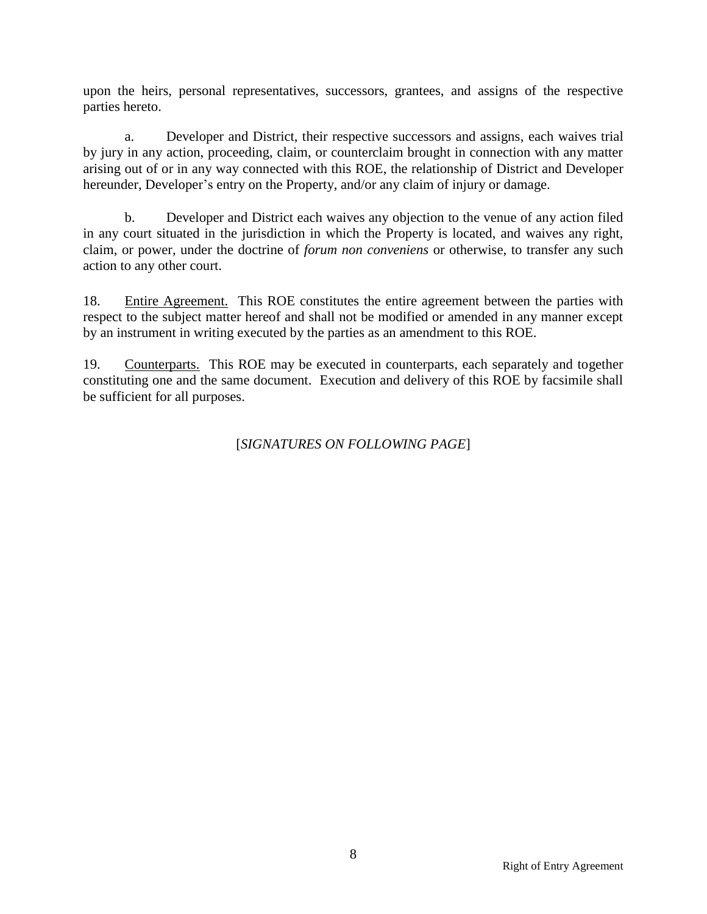upon the heirs, personal representatives, successors, grantees, and assigns of the respective parties hereto.

a. Developer and District, their respective successors and assigns, each waives trial by jury in any action, proceeding, claim, or counterclaim brought in connection with any matter arising out of or in any way connected with this ROE, the relationship of District and Developer hereunder, Developer's entry on the Property, and/or any claim of injury or damage.

b. Developer and District each waives any objection to the venue of any action filed in any court situated in the jurisdiction in which the Property is located, and waives any right, claim, or power, under the doctrine of *forum non conveniens* or otherwise, to transfer any such action to any other court.

18. Entire Agreement. This ROE constitutes the entire agreement between the parties with respect to the subject matter hereof and shall not be modified or amended in any manner except by an instrument in writing executed by the parties as an amendment to this ROE.

19. Counterparts. This ROE may be executed in counterparts, each separately and together constituting one and the same document. Execution and delivery of this ROE by facsimile shall be sufficient for all purposes.

[*SIGNATURES ON FOLLOWING PAGE*]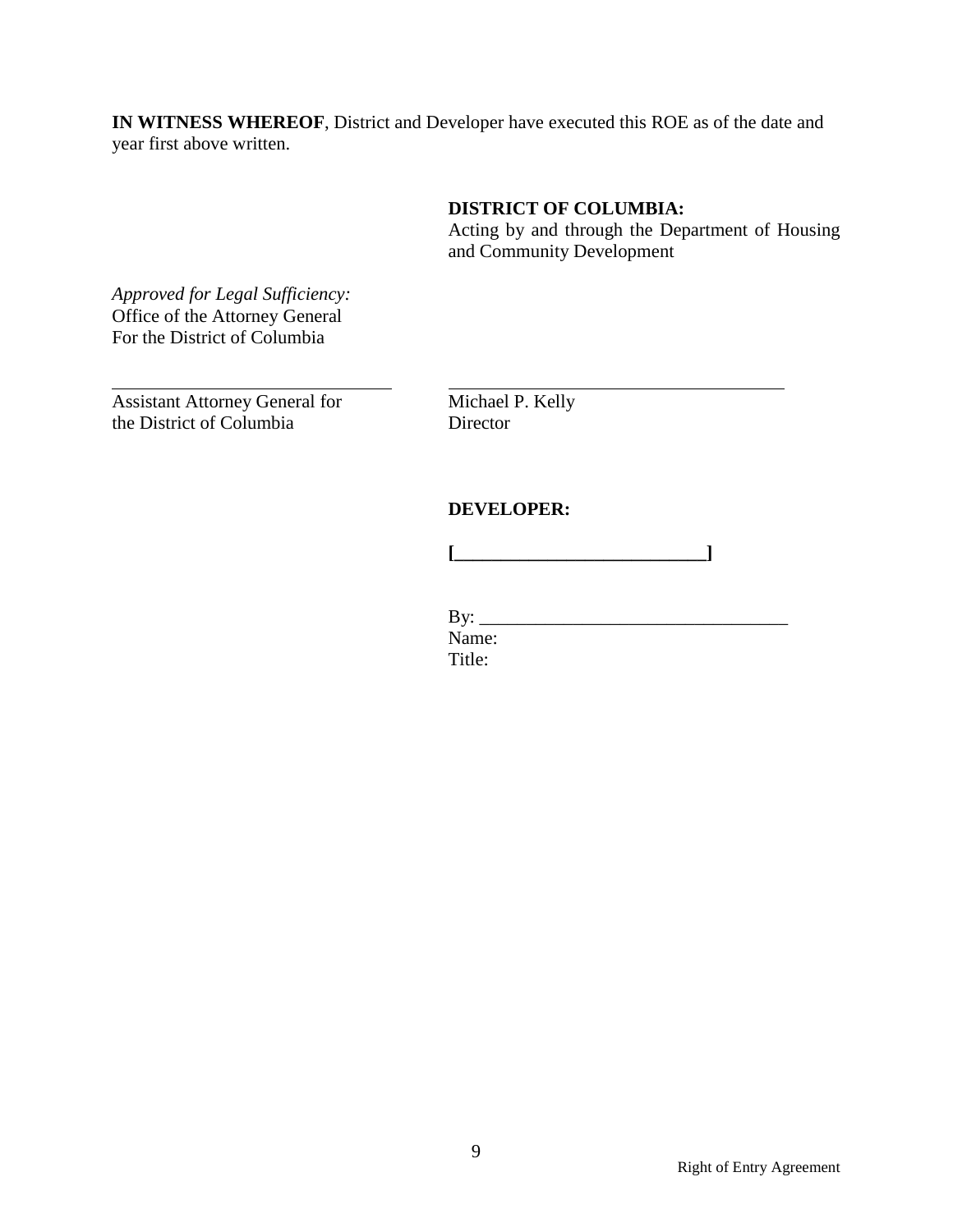**IN WITNESS WHEREOF**, District and Developer have executed this ROE as of the date and year first above written.

**DISTRICT OF COLUMBIA:**
Acting by and through the Department of Housing and Community Development

*Approved for Legal Sufficiency:*
Office of the Attorney General
For the District of Columbia

______________________________
Assistant Attorney General for
the District of Columbia

____________________________________
Michael P. Kelly
Director

**DEVELOPER:**

**[___________________________]**

By: _________________________________
Name:
Title: